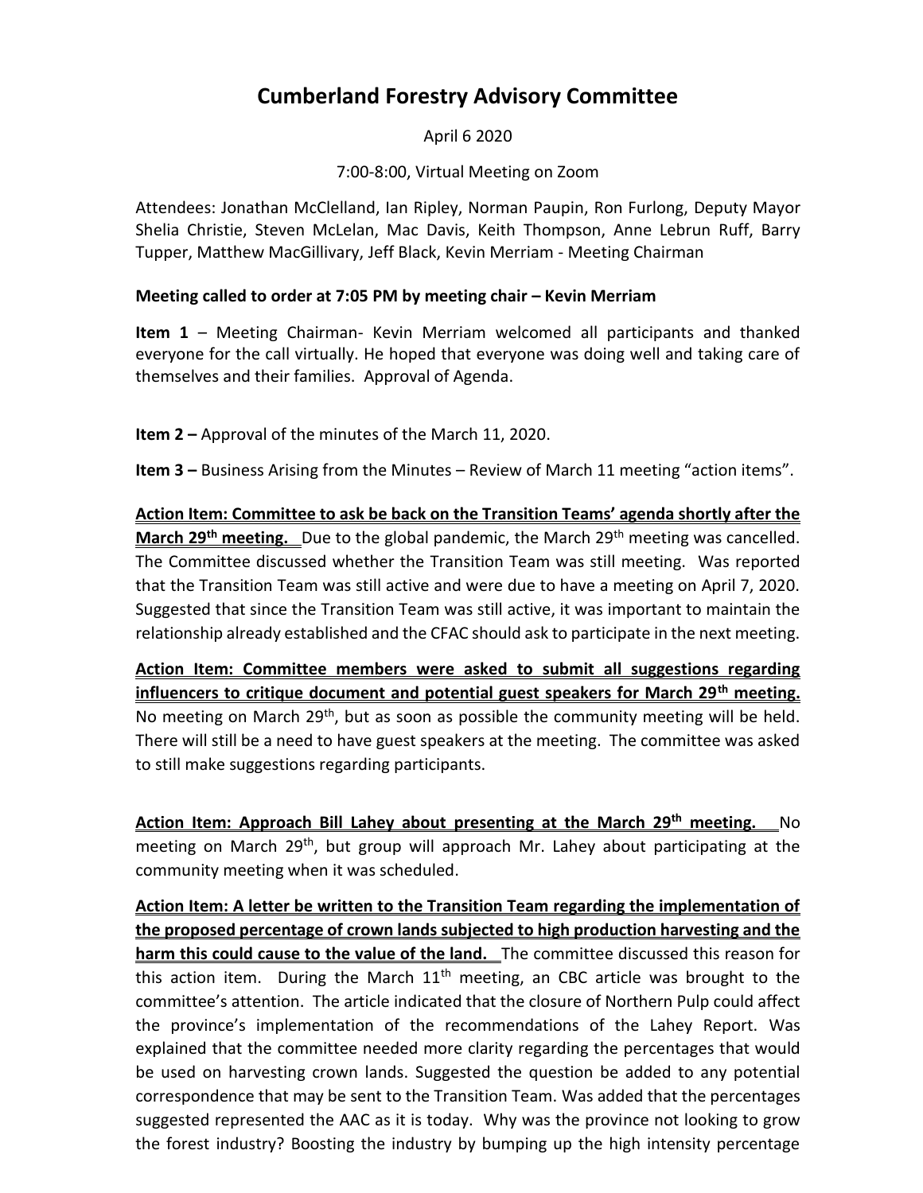# Cumberland Forestry Advisory Committee

April 6 2020

7:00-8:00, Virtual Meeting on Zoom

Attendees: Jonathan McClelland, Ian Ripley, Norman Paupin, Ron Furlong, Deputy Mayor Shelia Christie, Steven McLelan, Mac Davis, Keith Thompson, Anne Lebrun Ruff, Barry Tupper, Matthew MacGillivary, Jeff Black, Kevin Merriam - Meeting Chairman

**Meeting called to order at 7:05 PM by meeting chair – Kevin Merriam**

**Item 1** – Meeting Chairman- Kevin Merriam welcomed all participants and thanked everyone for the call virtually. He hoped that everyone was doing well and taking care of themselves and their families. Approval of Agenda.

**Item 2 –** Approval of the minutes of the March 11, 2020.

**Item 3 –** Business Arising from the Minutes – Review of March 11 meeting "action items".

**Action Item: Committee to ask be back on the Transition Teams' agenda shortly after the March 29th meeting.** Due to the global pandemic, the March 29th meeting was cancelled. The Committee discussed whether the Transition Team was still meeting. Was reported that the Transition Team was still active and were due to have a meeting on April 7, 2020. Suggested that since the Transition Team was still active, it was important to maintain the relationship already established and the CFAC should ask to participate in the next meeting.

**Action Item: Committee members were asked to submit all suggestions regarding influencers to critique document and potential guest speakers for March 29th meeting.** No meeting on March 29th, but as soon as possible the community meeting will be held. There will still be a need to have guest speakers at the meeting. The committee was asked to still make suggestions regarding participants.

**Action Item: Approach Bill Lahey about presenting at the March 29th meeting.** No meeting on March 29th, but group will approach Mr. Lahey about participating at the community meeting when it was scheduled.

**Action Item: A letter be written to the Transition Team regarding the implementation of the proposed percentage of crown lands subjected to high production harvesting and the harm this could cause to the value of the land.** The committee discussed this reason for this action item. During the March 11th meeting, an CBC article was brought to the committee's attention. The article indicated that the closure of Northern Pulp could affect the province's implementation of the recommendations of the Lahey Report. Was explained that the committee needed more clarity regarding the percentages that would be used on harvesting crown lands. Suggested the question be added to any potential correspondence that may be sent to the Transition Team. Was added that the percentages suggested represented the AAC as it is today. Why was the province not looking to grow the forest industry? Boosting the industry by bumping up the high intensity percentage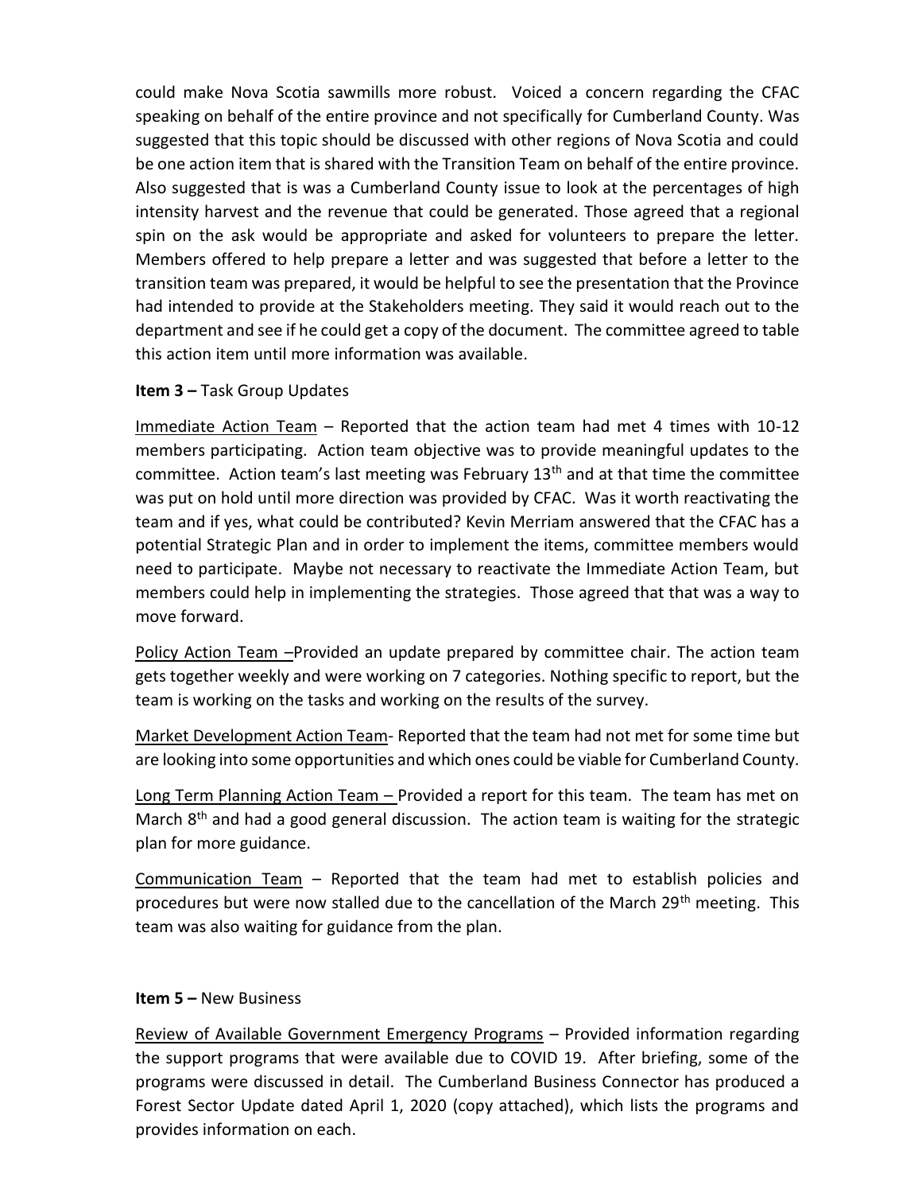could make Nova Scotia sawmills more robust. Voiced a concern regarding the CFAC speaking on behalf of the entire province and not specifically for Cumberland County. Was suggested that this topic should be discussed with other regions of Nova Scotia and could be one action item that is shared with the Transition Team on behalf of the entire province. Also suggested that is was a Cumberland County issue to look at the percentages of high intensity harvest and the revenue that could be generated. Those agreed that a regional spin on the ask would be appropriate and asked for volunteers to prepare the letter. Members offered to help prepare a letter and was suggested that before a letter to the transition team was prepared, it would be helpful to see the presentation that the Province had intended to provide at the Stakeholders meeting. They said it would reach out to the department and see if he could get a copy of the document. The committee agreed to table this action item until more information was available.

**Item 3 –** Task Group Updates

Immediate Action Team – Reported that the action team had met 4 times with 10-12 members participating. Action team objective was to provide meaningful updates to the committee. Action team's last meeting was February 13th and at that time the committee was put on hold until more direction was provided by CFAC. Was it worth reactivating the team and if yes, what could be contributed? Kevin Merriam answered that the CFAC has a potential Strategic Plan and in order to implement the items, committee members would need to participate. Maybe not necessary to reactivate the Immediate Action Team, but members could help in implementing the strategies. Those agreed that that was a way to move forward.

Policy Action Team –Provided an update prepared by committee chair. The action team gets together weekly and were working on 7 categories. Nothing specific to report, but the team is working on the tasks and working on the results of the survey.

Market Development Action Team- Reported that the team had not met for some time but are looking into some opportunities and which ones could be viable for Cumberland County.

Long Term Planning Action Team – Provided a report for this team. The team has met on March 8th and had a good general discussion. The action team is waiting for the strategic plan for more guidance.

Communication Team – Reported that the team had met to establish policies and procedures but were now stalled due to the cancellation of the March 29th meeting. This team was also waiting for guidance from the plan.

**Item 5 –** New Business

Review of Available Government Emergency Programs – Provided information regarding the support programs that were available due to COVID 19. After briefing, some of the programs were discussed in detail. The Cumberland Business Connector has produced a Forest Sector Update dated April 1, 2020 (copy attached), which lists the programs and provides information on each.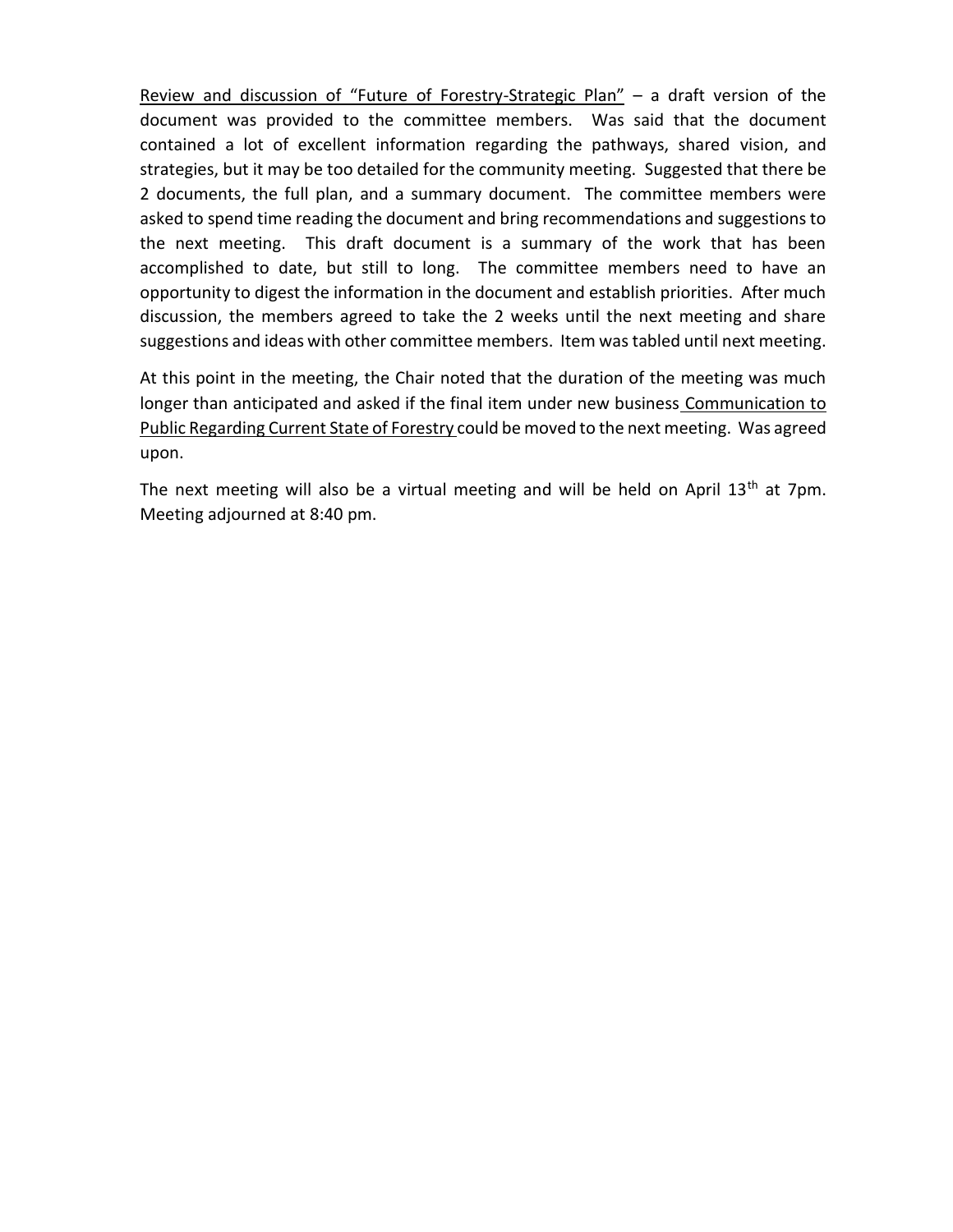<u>Review and discussion of "Future of Forestry-Strategic Plan"</u> – a draft version of the document was provided to the committee members. Was said that the document contained a lot of excellent information regarding the pathways, shared vision, and strategies, but it may be too detailed for the community meeting. Suggested that there be 2 documents, the full plan, and a summary document. The committee members were asked to spend time reading the document and bring recommendations and suggestions to the next meeting. This draft document is a summary of the work that has been accomplished to date, but still to long. The committee members need to have an opportunity to digest the information in the document and establish priorities. After much discussion, the members agreed to take the 2 weeks until the next meeting and share suggestions and ideas with other committee members. Item was tabled until next meeting.

At this point in the meeting, the Chair noted that the duration of the meeting was much longer than anticipated and asked if the final item under new business <u>Communication to Public Regarding Current State of Forestry</u> could be moved to the next meeting. Was agreed upon.

The next meeting will also be a virtual meeting and will be held on April 13th at 7pm. Meeting adjourned at 8:40 pm.